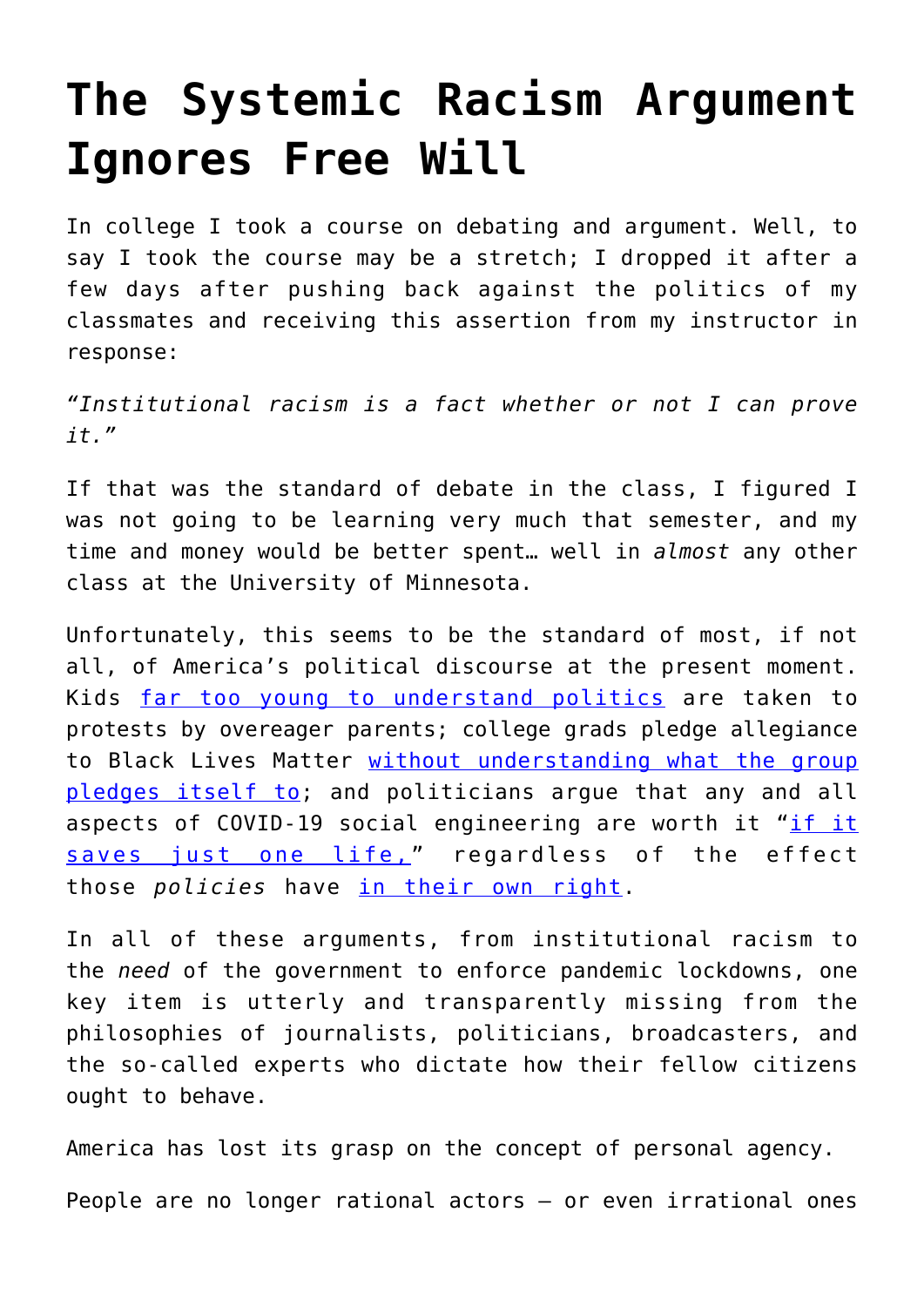# The Systemic Racism Argument Ignores Free Will

In college I took a course on debating and argument. Well, to say I took the course may be a stretch; I dropped it after a few days after pushing back against the politics of my classmates and receiving this assertion from my instructor in response:

*"Institutional racism is a fact whether or not I can prove it."*

If that was the standard of debate in the class, I figured I was not going to be learning very much that semester, and my time and money would be better spent… well in *almost* any other class at the University of Minnesota.

Unfortunately, this seems to be the standard of most, if not all, of America's political discourse at the present moment. Kids far too young to understand politics are taken to protests by overeager parents; college grads pledge allegiance to Black Lives Matter without understanding what the group pledges itself to; and politicians argue that any and all aspects of COVID-19 social engineering are worth it "if it saves just one life," regardless of the effect those *policies* have in their own right.

In all of these arguments, from institutional racism to the *need* of the government to enforce pandemic lockdowns, one key item is utterly and transparently missing from the philosophies of journalists, politicians, broadcasters, and the so-called experts who dictate how their fellow citizens ought to behave.

America has lost its grasp on the concept of personal agency.

People are no longer rational actors – or even irrational ones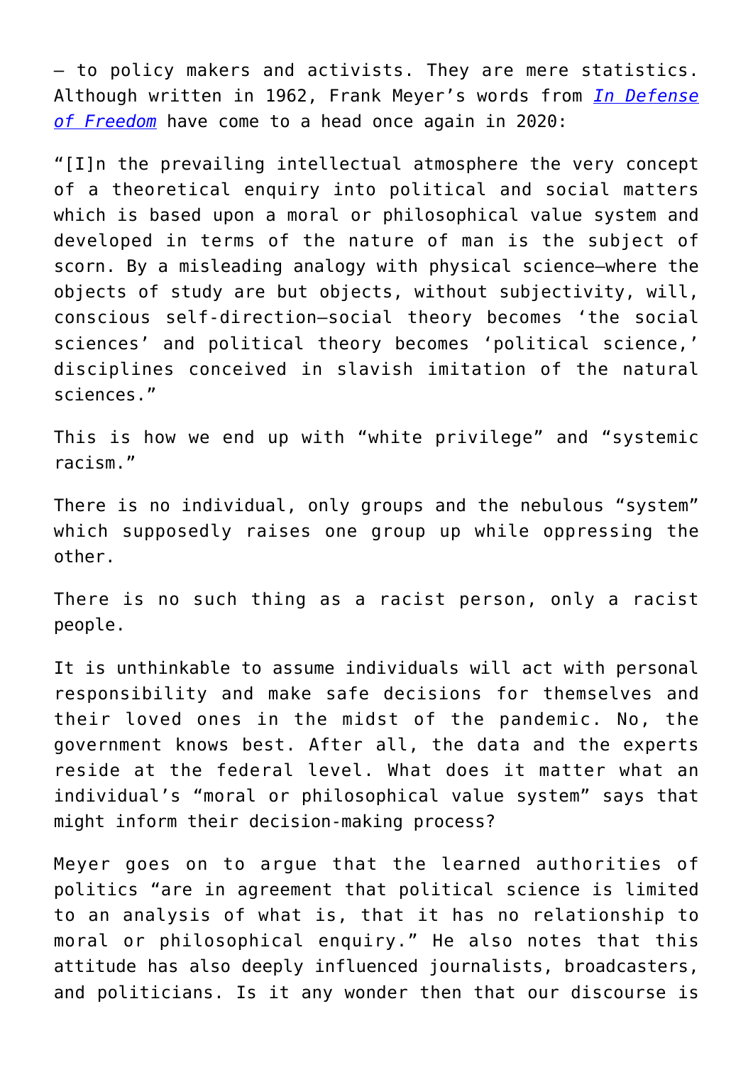– to policy makers and activists. They are mere statistics. Although written in 1962, Frank Meyer's words from [*In Defense of Freedom*] have come to a head once again in 2020:

"[I]n the prevailing intellectual atmosphere the very concept of a theoretical enquiry into political and social matters which is based upon a moral or philosophical value system and developed in terms of the nature of man is the subject of scorn. By a misleading analogy with physical science—where the objects of study are but objects, without subjectivity, will, conscious self-direction—social theory becomes 'the social sciences' and political theory becomes 'political science,' disciplines conceived in slavish imitation of the natural sciences."

This is how we end up with "white privilege" and "systemic racism."

There is no individual, only groups and the nebulous "system" which supposedly raises one group up while oppressing the other.

There is no such thing as a racist person, only a racist people.

It is unthinkable to assume individuals will act with personal responsibility and make safe decisions for themselves and their loved ones in the midst of the pandemic. No, the government knows best. After all, the data and the experts reside at the federal level. What does it matter what an individual's "moral or philosophical value system" says that might inform their decision-making process?

Meyer goes on to argue that the learned authorities of politics "are in agreement that political science is limited to an analysis of what is, that it has no relationship to moral or philosophical enquiry." He also notes that this attitude has also deeply influenced journalists, broadcasters, and politicians. Is it any wonder then that our discourse is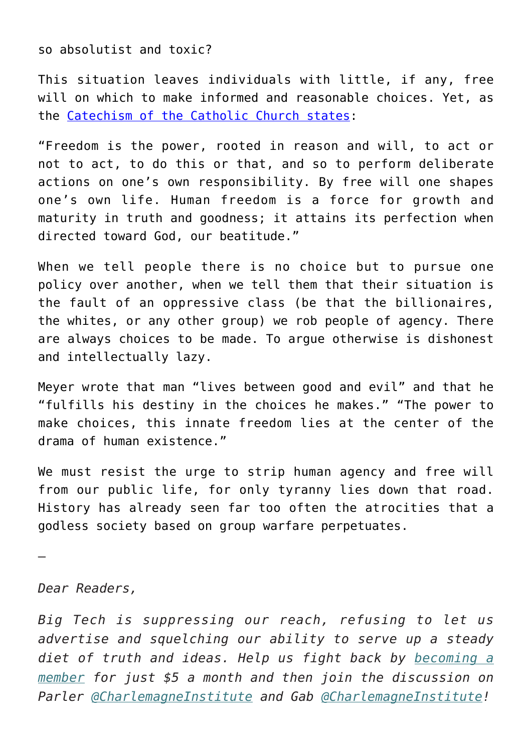so absolutist and toxic?

This situation leaves individuals with little, if any, free will on which to make informed and reasonable choices. Yet, as the [Catechism of the Catholic Church states](#):

"Freedom is the power, rooted in reason and will, to act or not to act, to do this or that, and so to perform deliberate actions on one's own responsibility. By free will one shapes one's own life. Human freedom is a force for growth and maturity in truth and goodness; it attains its perfection when directed toward God, our beatitude."

When we tell people there is no choice but to pursue one policy over another, when we tell them that their situation is the fault of an oppressive class (be that the billionaires, the whites, or any other group) we rob people of agency. There are always choices to be made. To argue otherwise is dishonest and intellectually lazy.

Meyer wrote that man "lives between good and evil" and that he "fulfills his destiny in the choices he makes." "The power to make choices, this innate freedom lies at the center of the drama of human existence."

We must resist the urge to strip human agency and free will from our public life, for only tyranny lies down that road. History has already seen far too often the atrocities that a godless society based on group warfare perpetuates.

—

*Dear Readers,*

*Big Tech is suppressing our reach, refusing to let us advertise and squelching our ability to serve up a steady diet of truth and ideas. Help us fight back by [becoming a member](#) for just $5 a month and then join the discussion on Parler [@CharlemagneInstitute](#) and Gab [@CharlemagneInstitute](#)!*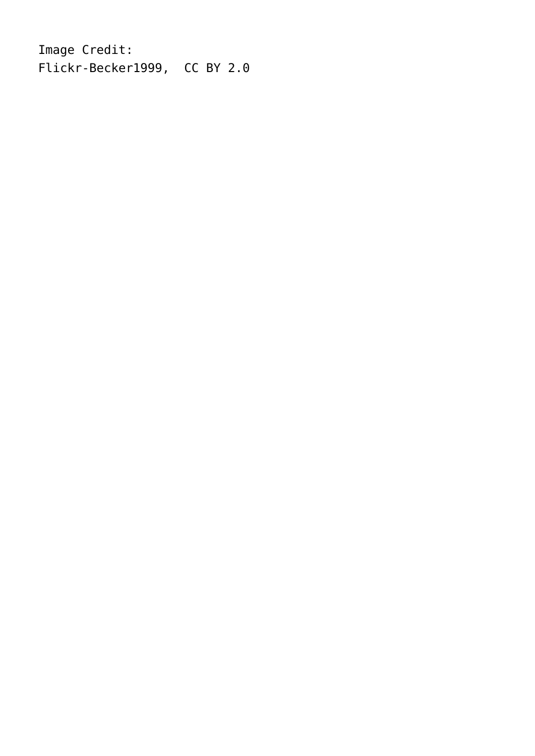Image Credit:
Flickr-Becker1999, CC BY 2.0